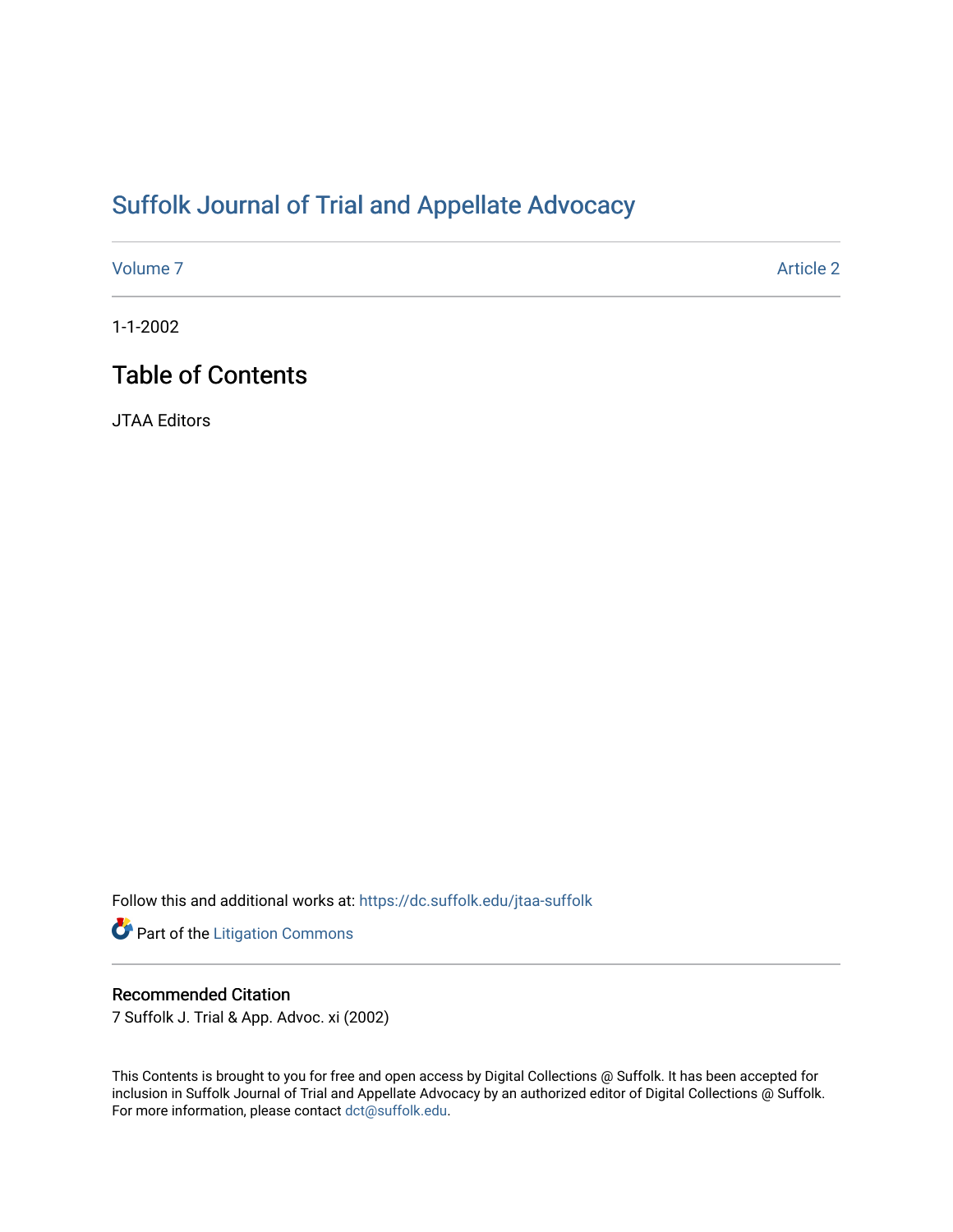# Suffolk Journal of Trial and Appellate Advocacy

Volume 7 | Article 2

1-1-2002

## Table of Contents

JTAA Editors

Follow this and additional works at: https://dc.suffolk.edu/jtaa-suffolk

Part of the Litigation Commons

### Recommended Citation

7 Suffolk J. Trial & App. Advoc. xi (2002)

This Contents is brought to you for free and open access by Digital Collections @ Suffolk. It has been accepted for inclusion in Suffolk Journal of Trial and Appellate Advocacy by an authorized editor of Digital Collections @ Suffolk. For more information, please contact dct@suffolk.edu.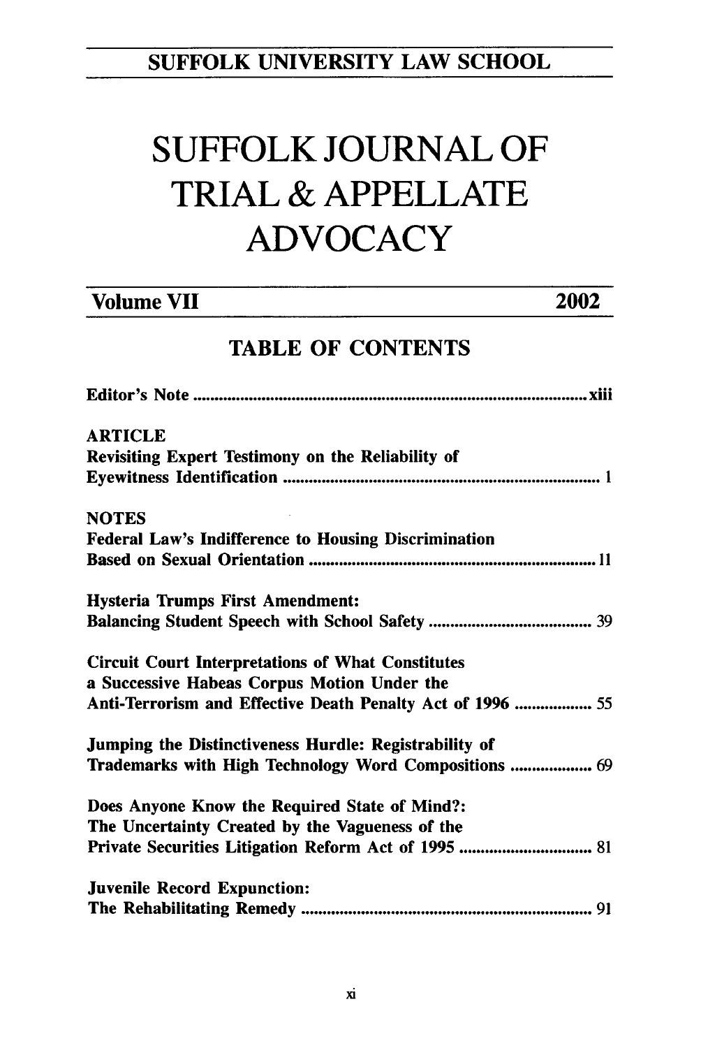SUFFOLK UNIVERSITY LAW SCHOOL

# SUFFOLK JOURNAL OF TRIAL & APPELLATE ADVOCACY

**Volume VII** **2002**

## TABLE OF CONTENTS

Editor's Note ........................................................................................ xiii

**ARTICLE**

Revisiting Expert Testimony on the Reliability of Eyewitness Identification ........................................................................ 1

**NOTES**

Federal Law's Indifference to Housing Discrimination Based on Sexual Orientation .................................................................. 11

Hysteria Trumps First Amendment: Balancing Student Speech with School Safety ...................................... 39

Circuit Court Interpretations of What Constitutes a Successive Habeas Corpus Motion Under the Anti-Terrorism and Effective Death Penalty Act of 1996 .................. 55

Jumping the Distinctiveness Hurdle: Registrability of Trademarks with High Technology Word Compositions ................... 69

Does Anyone Know the Required State of Mind?: The Uncertainty Created by the Vagueness of the Private Securities Litigation Reform Act of 1995 ............................... 81

Juvenile Record Expunction: The Rehabilitating Remedy .................................................................... 91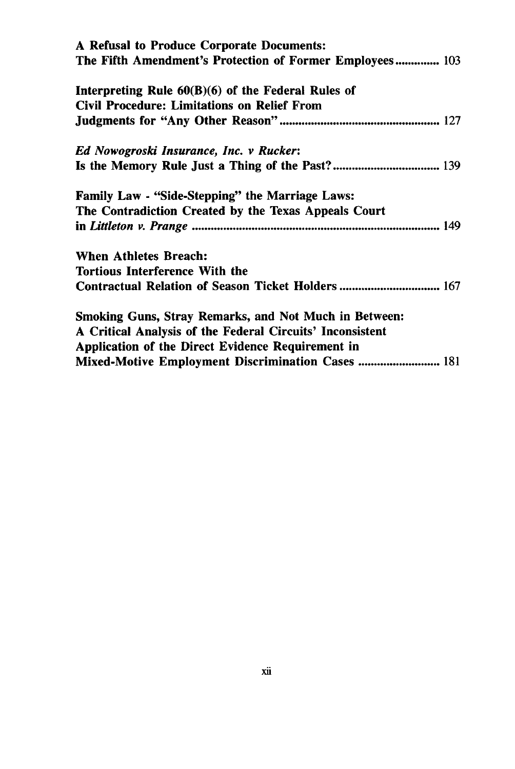**A Refusal to Produce Corporate Documents: The Fifth Amendment's Protection of Former Employees** .............. 103

**Interpreting Rule 60(B)(6) of the Federal Rules of Civil Procedure: Limitations on Relief From Judgments for "Any Other Reason"** .............. 127

***Ed Nowogroski Insurance, Inc. v Rucker*: Is the Memory Rule Just a Thing of the Past?** .............. 139

**Family Law - "Side-Stepping" the Marriage Laws: The Contradiction Created by the Texas Appeals Court in *Littleton v. Prange*** .............. 149

**When Athletes Breach: Tortious Interference With the Contractual Relation of Season Ticket Holders** .............. 167

**Smoking Guns, Stray Remarks, and Not Much in Between: A Critical Analysis of the Federal Circuits' Inconsistent Application of the Direct Evidence Requirement in Mixed-Motive Employment Discrimination Cases** .............. 181